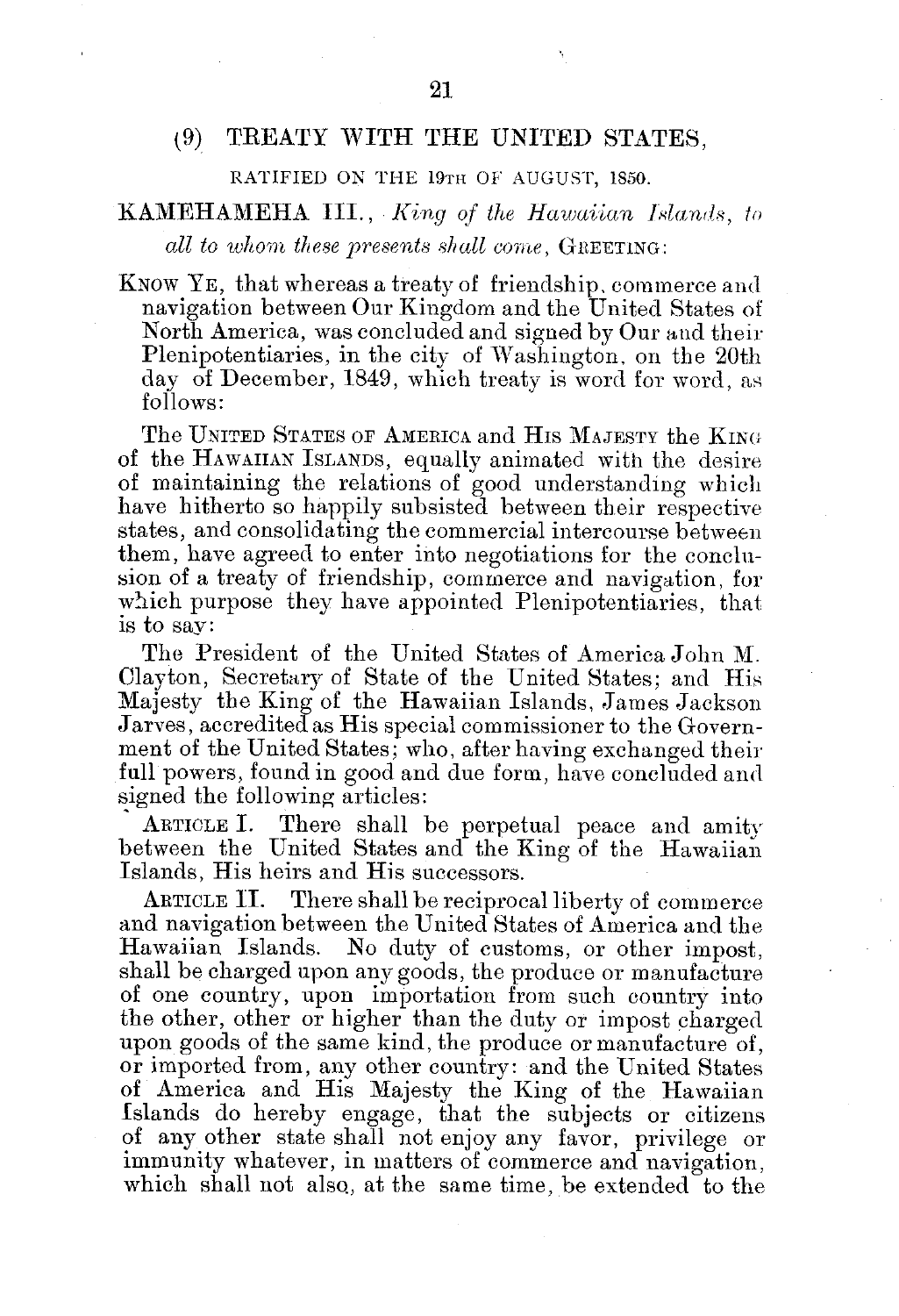## (9) TREATY WITH THE UNITED STATES,

RATIFIED ON THE 19TH OF AUGUST, 1850.

KAMEHAMEHA III., *King of the Hawaiian Islands, to all to whom these presents shall come*, GREETING:

KNOW YE, that whereas a treaty of friendship, commerce and navigation between Our Kingdom and the United States of North America, was concluded and signed by Our and their Plenipotentiaries, in the city of Washington, on the 20th day of December, 1849, which treaty is word for word, as follows:

The UNITED STATES OF AMERICA and HIS MAJESTY the KING of the HAWAIIAN ISLANDS, equally animated with the desire of maintaining the relations of good understanding which have hitherto so happily subsisted between their respective states, and consolidating the commercial intercourse between them, have agreed to enter into negotiations for the conclusion of a treaty of friendship, commerce and navigation, for which purpose they have appointed Plenipotentiaries, that is to say:

The President of the United States of America John M. Clayton, Secretary of State of the United States; and His Majesty the King of the Hawaiian Islands, James Jackson Jarves, accredited as His special commissioner to the Government of the United States; who, after having exchanged their full powers, found in good and due form, have concluded and signed the following articles:

ARTICLE I. There shall be perpetual peace and amity between the United States and the King of the Hawaiian Islands, His heirs and His successors.

ARTICLE II. There shall be reciprocal liberty of commerce and navigation between the United States of America and the Hawaiian Islands. No duty of customs, or other impost, shall be charged upon any goods, the produce or manufacture of one country, upon importation from such country into the other, other or higher than the duty or impost charged upon goods of the same kind, the produce or manufacture of, or imported from, any other country: and the United States of America and His Majesty the King of the Hawaiian Islands do hereby engage, that the subjects or citizens of any other state shall not enjoy any favor, privilege or immunity whatever, in matters of commerce and navigation, which shall not also, at the same time, be extended to the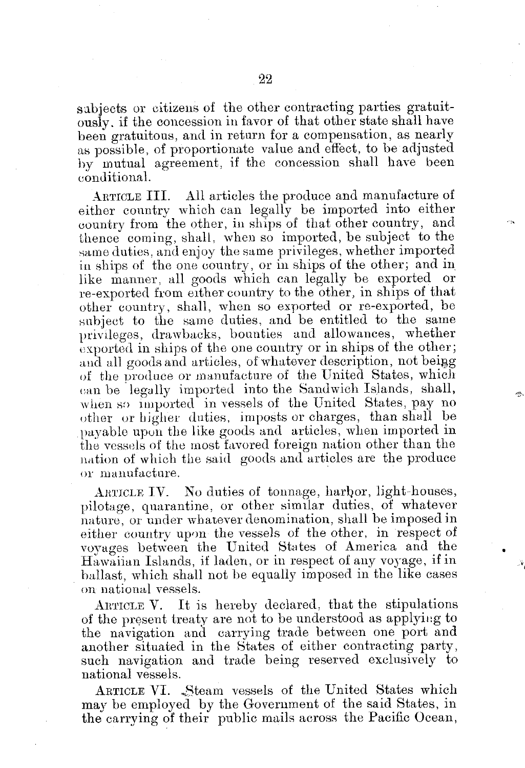subjects or citizens of the other contracting parties gratuitously, if the concession in favor of that other state shall have been gratuitous, and in return for a compensation, as nearly as possible, of proportionate value and effect, to be adjusted by mutual agreement, if the concession shall have been conditional.

ARTICLE III. All articles the produce and manufacture of either country which can legally be imported into either country from the other, in ships of that other country, and thence coming, shall, when so imported, be subject to the same duties, and enjoy the same privileges, whether imported in ships of the one country, or in ships of the other; and in like manner, all goods which can legally be exported or re-exported from either country to the other, in ships of that other country, shall, when so exported or re-exported, be subject to the same duties, and be entitled to the same privileges, drawbacks, bounties and allowances, whether exported in ships of the one country or in ships of the other; and all goods and articles, of whatever description, not being of the produce or manufacture of the United States, which can be legally imported into the Sandwich Islands, shall, when so imported in vessels of the United States, pay no other or higher duties, imposts or charges, than shall be payable upon the like goods and articles, when imported in the vessels of the most favored foreign nation other than the nation of which the said goods and articles are the produce or manufacture.

ARTICLE IV. No duties of tonnage, harbor, light-houses, pilotage, quarantine, or other similar duties, of whatever nature, or under whatever denomination, shall be imposed in either country upon the vessels of the other, in respect of voyages between the United States of America and the Hawaiian Islands, if laden, or in respect of any voyage, if in ballast, which shall not be equally imposed in the like cases on national vessels.

ARTICLE V. It is hereby declared, that the stipulations of the present treaty are not to be understood as applying to the navigation and carrying trade between one port and another situated in the States of either contracting party, such navigation and trade being reserved exclusively to national vessels.

ARTICLE VI. Steam vessels of the United States which may be employed by the Government of the said States, in the carrying of their public mails across the Pacific Ocean,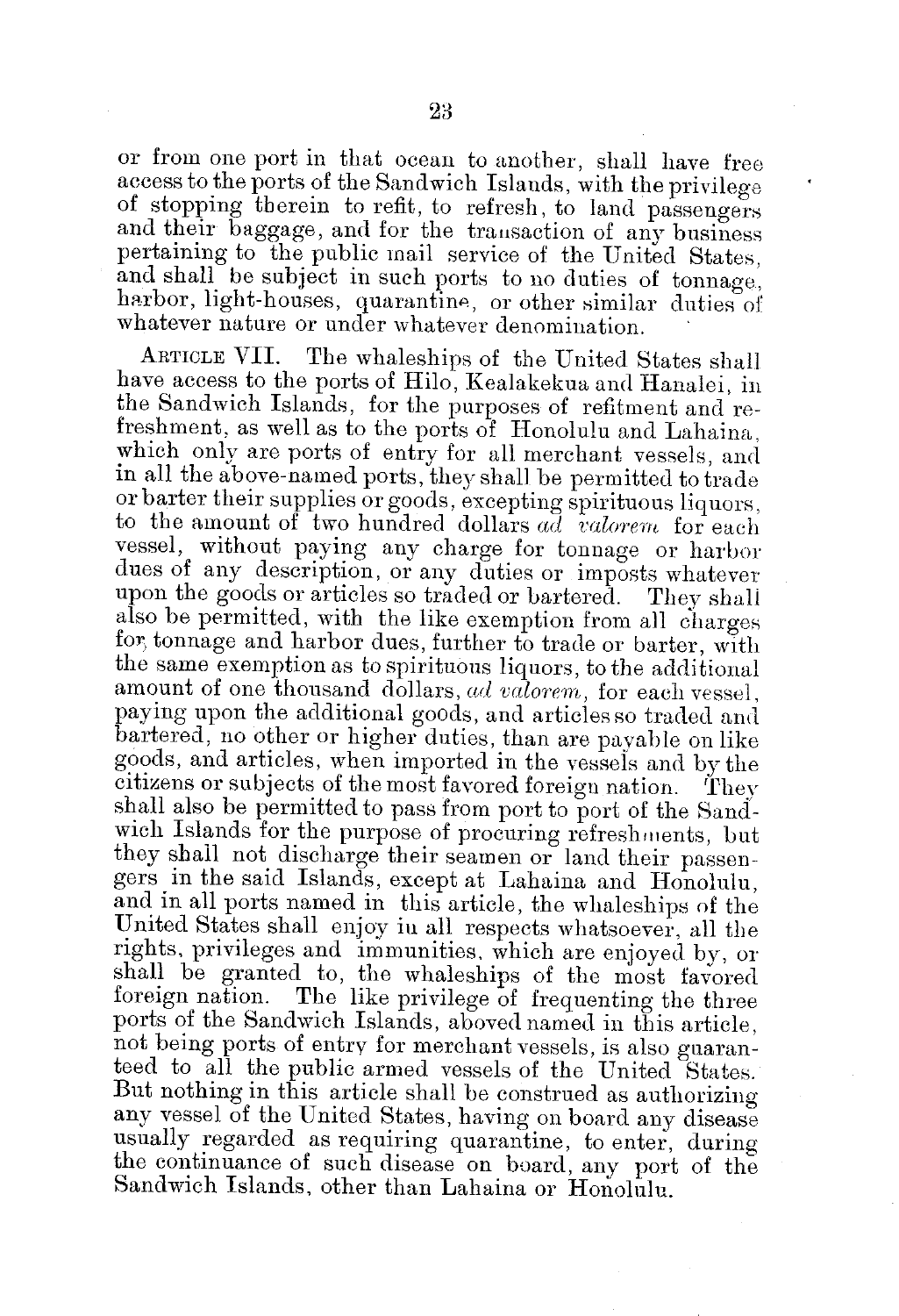or from one port in that ocean to another, shall have free access to the ports of the Sandwich Islands, with the privilege of stopping therein to refit, to refresh, to land passengers and their baggage, and for the transaction of any business pertaining to the public mail service of the United States, and shall be subject in such ports to no duties of tonnage, harbor, light-houses, quarantine, or other similar duties of whatever nature or under whatever denomination.

ARTICLE VII. The whaleships of the United States shall have access to the ports of Hilo, Kealakekua and Hanalei, in the Sandwich Islands, for the purposes of refitment and refreshment, as well as to the ports of Honolulu and Lahaina, which only are ports of entry for all merchant vessels, and in all the above-named ports, they shall be permitted to trade or barter their supplies or goods, excepting spirituous liquors, to the amount of two hundred dollars *ad valorem* for each vessel, without paying any charge for tonnage or harbor dues of any description, or any duties or imposts whatever upon the goods or articles so traded or bartered. They shall also be permitted, with the like exemption from all charges for tonnage and harbor dues, further to trade or barter, with the same exemption as to spirituous liquors, to the additional amount of one thousand dollars, *ad valorem*, for each vessel, paying upon the additional goods, and articles so traded and bartered, no other or higher duties, than are payable on like goods, and articles, when imported in the vessels and by the citizens or subjects of the most favored foreign nation. They shall also be permitted to pass from port to port of the Sandwich Islands for the purpose of procuring refreshments, but they shall not discharge their seamen or land their passengers in the said Islands, except at Lahaina and Honolulu, and in all ports named in this article, the whaleships of the United States shall enjoy in all respects whatsoever, all the rights, privileges and immunities, which are enjoyed by, or shall be granted to, the whaleships of the most favored foreign nation. The like privilege of frequenting the three ports of the Sandwich Islands, aboved named in this article, not being ports of entry for merchant vessels, is also guaranteed to all the public armed vessels of the United States. But nothing in this article shall be construed as authorizing any vessel of the United States, having on board any disease usually regarded as requiring quarantine, to enter, during the continuance of such disease on board, any port of the Sandwich Islands, other than Lahaina or Honolulu.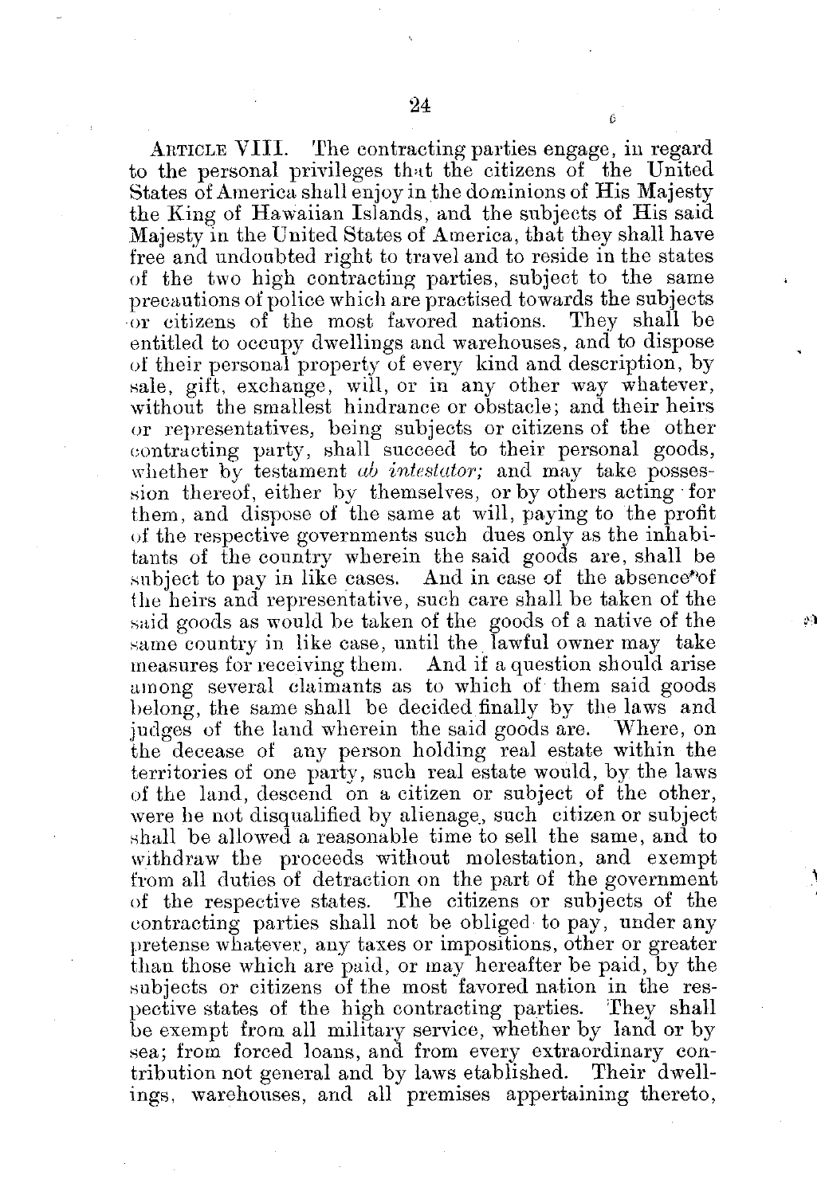ARTICLE VIII. The contracting parties engage, in regard to the personal privileges that the citizens of the United States of America shall enjoy in the dominions of His Majesty the King of Hawaiian Islands, and the subjects of His said Majesty in the United States of America, that they shall have free and undoubted right to travel and to reside in the states of the two high contracting parties, subject to the same precautions of police which are practised towards the subjects or citizens of the most favored nations. They shall be entitled to occupy dwellings and warehouses, and to dispose of their personal property of every kind and description, by sale, gift, exchange, will, or in any other way whatever, without the smallest hindrance or obstacle; and their heirs or representatives, being subjects or citizens of the other contracting party, shall succeed to their personal goods, whether by testament *ab intestator;* and may take possession thereof, either by themselves, or by others acting for them, and dispose of the same at will, paying to the profit of the respective governments such dues only as the inhabitants of the country wherein the said goods are, shall be subject to pay in like cases. And in case of the absence of the heirs and representative, such care shall be taken of the said goods as would be taken of the goods of a native of the same country in like case, until the lawful owner may take measures for receiving them. And if a question should arise among several claimants as to which of them said goods belong, the same shall be decided finally by the laws and judges of the land wherein the said goods are. Where, on the decease of any person holding real estate within the territories of one party, such real estate would, by the laws of the land, descend on a citizen or subject of the other, were he not disqualified by alienage, such citizen or subject shall be allowed a reasonable time to sell the same, and to withdraw the proceeds without molestation, and exempt from all duties of detraction on the part of the government of the respective states. The citizens or subjects of the contracting parties shall not be obliged to pay, under any pretense whatever, any taxes or impositions, other or greater than those which are paid, or may hereafter be paid, by the subjects or citizens of the most favored nation in the respective states of the high contracting parties. They shall be exempt from all military service, whether by land or by sea; from forced loans, and from every extraordinary contribution not general and by laws etablished. Their dwellings, warehouses, and all premises appertaining thereto,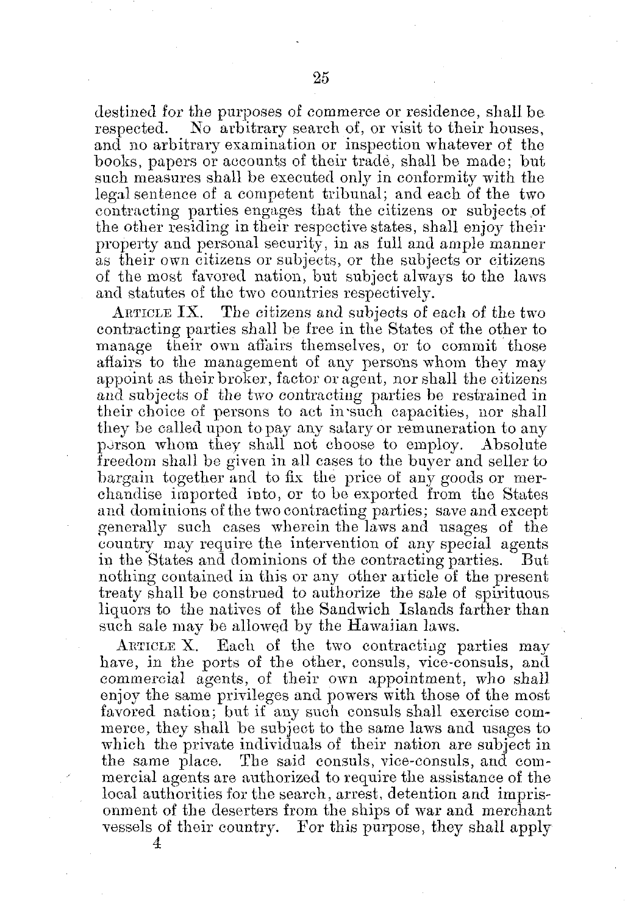destined for the purposes of commerce or residence, shall be respected. No arbitrary search of, or visit to their houses, and no arbitrary examination or inspection whatever of the books, papers or accounts of their tradė, shall be made; but such measures shall be executed only in conformity with the legal sentence of a competent tribunal; and each of the two contracting parties engages that the citizens or subjects of the other residing in their respective states, shall enjoy their property and personal security, in as full and ample manner as their own citizens or subjects, or the subjects or citizens of the most favored nation, but subject always to the laws and statutes of the two countries respectively.

ARTICLE IX. The citizens and subjects of each of the two contracting parties shall be free in the States of the other to manage their own affairs themselves, or to commit those affairs to the management of any persons whom they may appoint as their broker, factor or agent, nor shall the citizens and subjects of the two contracting parties be restrained in their choice of persons to act in such capacities, nor shall they be called upon to pay any salary or remuneration to any person whom they shall not choose to employ. Absolute freedom shall be given in all cases to the buyer and seller to bargain together and to fix the price of any goods or merchandise imported into, or to be exported from the States and dominions of the two contracting parties; save and except generally such cases wherein the laws and usages of the country may require the intervention of any special agents in the States and dominions of the contracting parties. But nothing contained in this or any other article of the present treaty shall be construed to authorize the sale of spirituous liquors to the natives of the Sandwich Islands farther than such sale may be allowed by the Hawaiian laws.

ARTICLE X. Each of the two contracting parties may have, in the ports of the other, consuls, vice-consuls, and commercial agents, of their own appointment, who shall enjoy the same privileges and powers with those of the most favored nation; but if any such consuls shall exercise commerce, they shall be subject to the same laws and usages to which the private individuals of their nation are subject in the same place. The said consuls, vice-consuls, and commercial agents are authorized to require the assistance of the local authorities for the search, arrest, detention and imprisonment of the deserters from the ships of war and merchant vessels of their country. For this purpose, they shall apply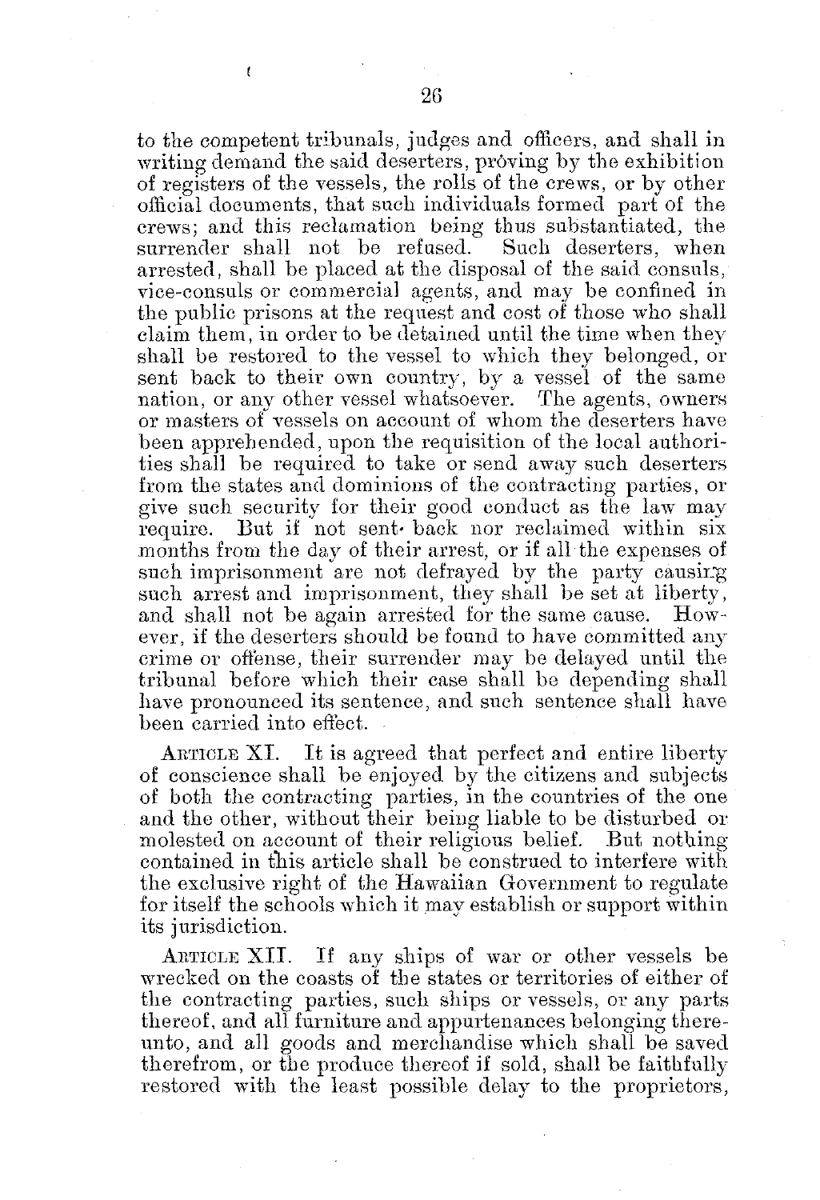to the competent tribunals, judges and officers, and shall in writing demand the said deserters, proving by the exhibition of registers of the vessels, the rolls of the crews, or by other official documents, that such individuals formed part of the crews; and this reclamation being thus substantiated, the surrender shall not be refused. Such deserters, when arrested, shall be placed at the disposal of the said consuls, vice-consuls or commercial agents, and may be confined in the public prisons at the request and cost of those who shall claim them, in order to be detained until the time when they shall be restored to the vessel to which they belonged, or sent back to their own country, by a vessel of the same nation, or any other vessel whatsoever. The agents, owners or masters of vessels on account of whom the deserters have been apprehended, upon the requisition of the local authorities shall be required to take or send away such deserters from the states and dominions of the contracting parties, or give such security for their good conduct as the law may require. But if not sent back nor reclaimed within six months from the day of their arrest, or if all the expenses of such imprisonment are not defrayed by the party causing such arrest and imprisonment, they shall be set at liberty, and shall not be again arrested for the same cause. However, if the deserters should be found to have committed any crime or offense, their surrender may be delayed until the tribunal before which their case shall be depending shall have pronounced its sentence, and such sentence shall have been carried into effect.

ARTICLE XI. It is agreed that perfect and entire liberty of conscience shall be enjoyed by the citizens and subjects of both the contracting parties, in the countries of the one and the other, without their being liable to be disturbed or molested on account of their religious belief. But nothing contained in this article shall be construed to interfere with the exclusive right of the Hawaiian Government to regulate for itself the schools which it may establish or support within its jurisdiction.

ARTICLE XII. If any ships of war or other vessels be wrecked on the coasts of the states or territories of either of the contracting parties, such ships or vessels, or any parts thereof, and all furniture and appurtenances belonging thereunto, and all goods and merchandise which shall be saved therefrom, or the produce thereof if sold, shall be faithfully restored with the least possible delay to the proprietors,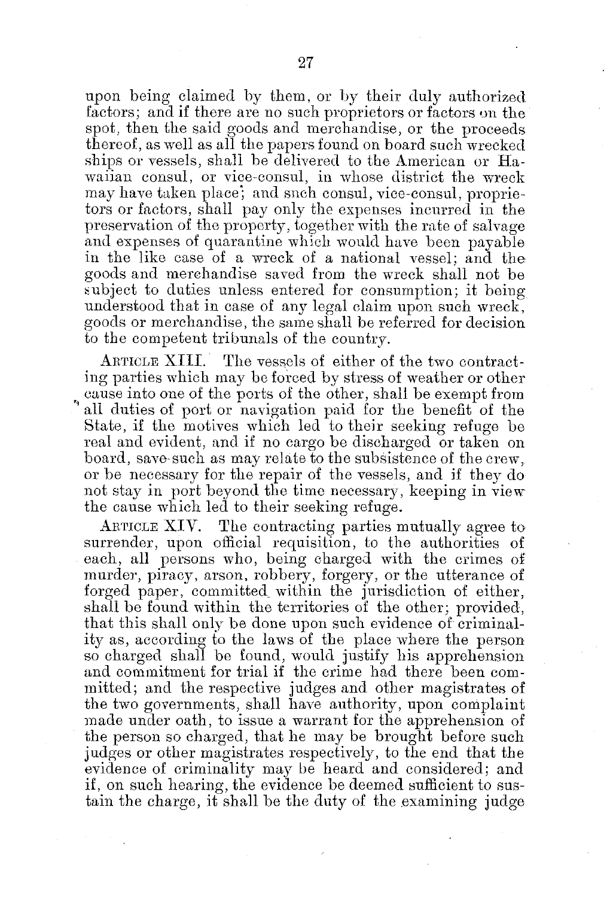upon being claimed by them, or by their duly authorized factors; and if there are no such proprietors or factors on the spot, then the said goods and merchandise, or the proceeds thereof, as well as all the papers found on board such wrecked ships or vessels, shall be delivered to the American or Hawaiian consul, or vice-consul, in whose district the wreck may have taken place; and such consul, vice-consul, proprietors or factors, shall pay only the expenses incurred in the preservation of the property, together with the rate of salvage and expenses of quarantine which would have been payable in the like case of a wreck of a national vessel; and the goods and merchandise saved from the wreck shall not be subject to duties unless entered for consumption; it being understood that in case of any legal claim upon such wreck, goods or merchandise, the same shall be referred for decision to the competent tribunals of the country.

ARTICLE XIII. The vessels of either of the two contracting parties which may be forced by stress of weather or other cause into one of the ports of the other, shall be exempt from all duties of port or navigation paid for the benefit of the State, if the motives which led to their seeking refuge be real and evident, and if no cargo be discharged or taken on board, save such as may relate to the subsistence of the crew, or be necessary for the repair of the vessels, and if they do not stay in port beyond the time necessary, keeping in view the cause which led to their seeking refuge.

ARTICLE XIV. The contracting parties mutually agree to surrender, upon official requisition, to the authorities of each, all persons who, being charged with the crimes of murder, piracy, arson, robbery, forgery, or the utterance of forged paper, committed within the jurisdiction of either, shall be found within the territories of the other; provided, that this shall only be done upon such evidence of criminality as, according to the laws of the place where the person so charged shall be found, would justify his apprehension and commitment for trial if the crime had there been committed; and the respective judges and other magistrates of the two governments, shall have authority, upon complaint made under oath, to issue a warrant for the apprehension of the person so charged, that he may be brought before such judges or other magistrates respectively, to the end that the evidence of criminality may be heard and considered; and if, on such hearing, the evidence be deemed sufficient to sustain the charge, it shall be the duty of the examining judge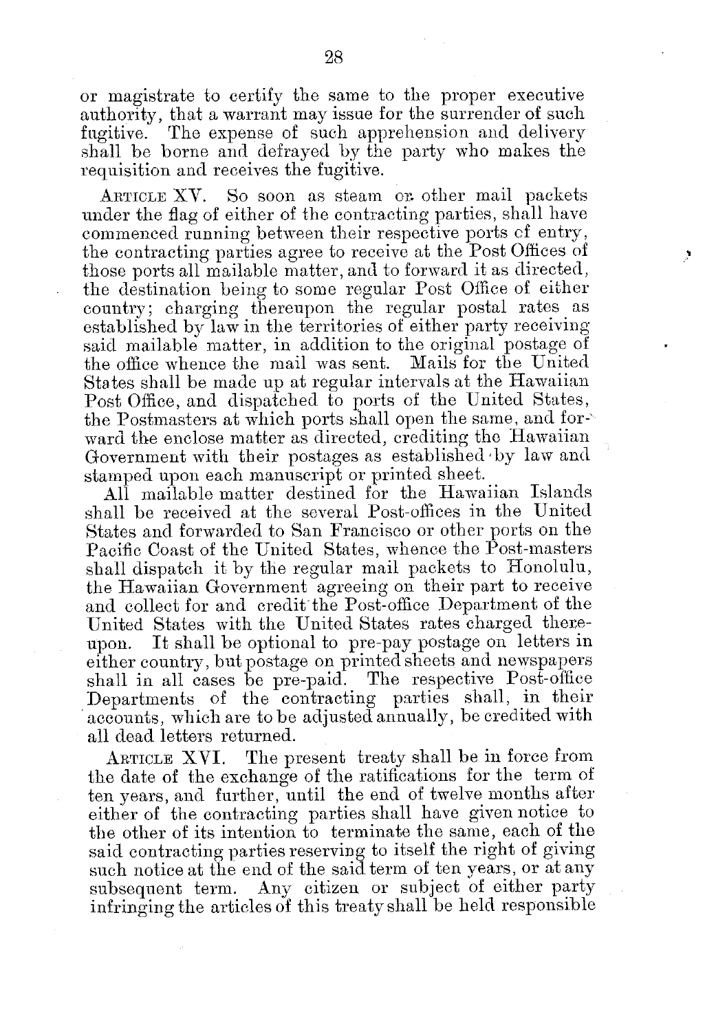or magistrate to certify the same to the proper executive authority, that a warrant may issue for the surrender of such fugitive. The expense of such apprehension and delivery shall be borne and defrayed by the party who makes the requisition and receives the fugitive.

ARTICLE XV. So soon as steam or other mail packets under the flag of either of the contracting parties, shall have commenced running between their respective ports of entry, the contracting parties agree to receive at the Post Offices of those ports all mailable matter, and to forward it as directed, the destination being to some regular Post Office of either country; charging thereupon the regular postal rates as established by law in the territories of either party receiving said mailable matter, in addition to the original postage of the office whence the mail was sent. Mails for the United States shall be made up at regular intervals at the Hawaiian Post Office, and dispatched to ports of the United States, the Postmasters at which ports shall open the same, and forward the enclose matter as directed, crediting the Hawaiian Government with their postages as established by law and stamped upon each manuscript or printed sheet.

All mailable matter destined for the Hawaiian Islands shall be received at the several Post-offices in the United States and forwarded to San Francisco or other ports on the Pacific Coast of the United States, whence the Post-masters shall dispatch it by the regular mail packets to Honolulu, the Hawaiian Government agreeing on their part to receive and collect for and credit the Post-office Department of the United States with the United States rates charged thereupon. It shall be optional to pre-pay postage on letters in either country, but postage on printed sheets and newspapers shall in all cases be pre-paid. The respective Post-office Departments of the contracting parties shall, in their accounts, which are to be adjusted annually, be credited with all dead letters returned.

ARTICLE XVI. The present treaty shall be in force from the date of the exchange of the ratifications for the term of ten years, and further, until the end of twelve months after either of the contracting parties shall have given notice to the other of its intention to terminate the same, each of the said contracting parties reserving to itself the right of giving such notice at the end of the said term of ten years, or at any subsequent term. Any citizen or subject of either party infringing the articles of this treaty shall be held responsible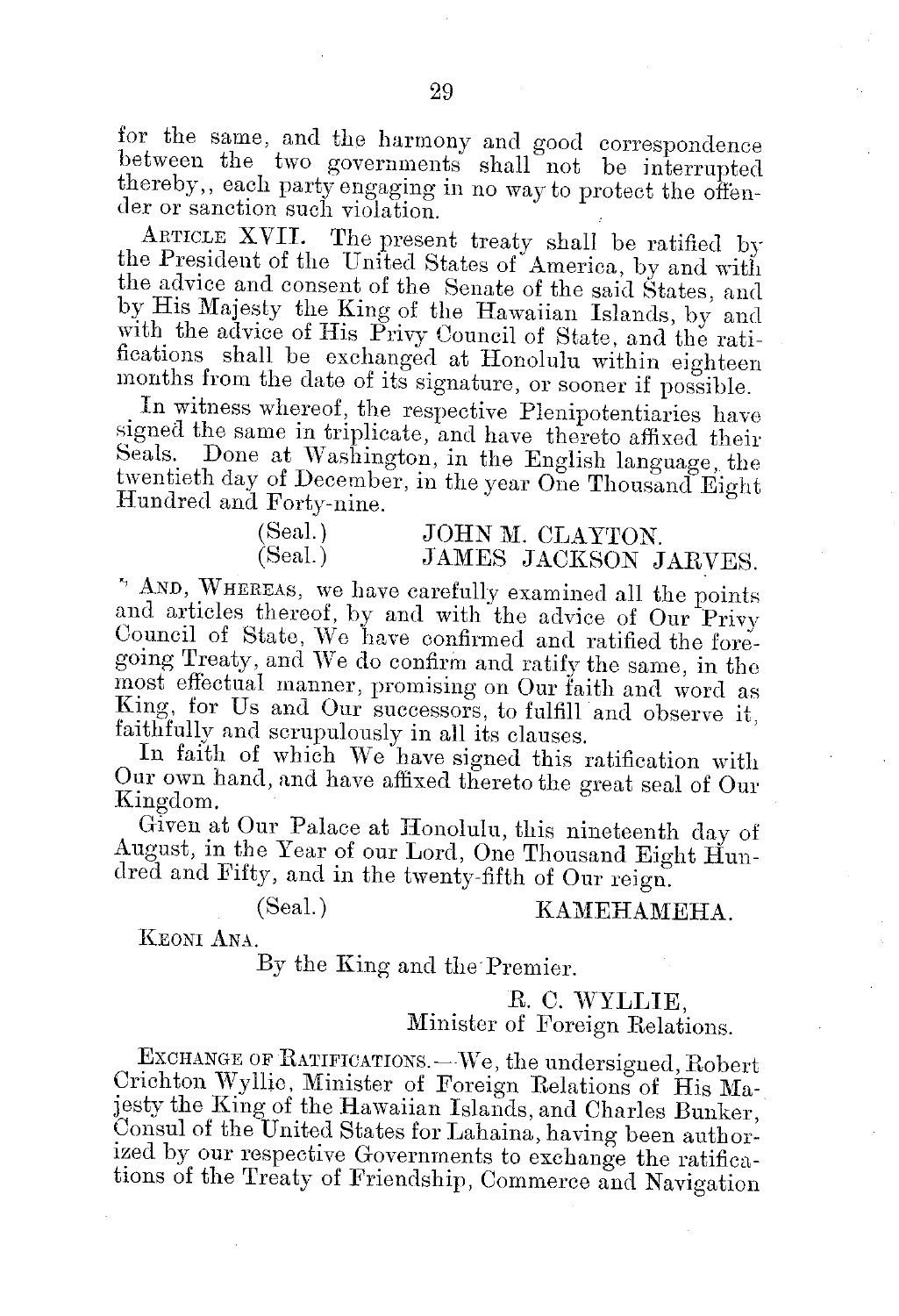for the same, and the harmony and good correspondence between the two governments shall not be interrupted thereby,, each party engaging in no way to protect the offender or sanction such violation.

ARTICLE XVII. The present treaty shall be ratified by the President of the United States of America, by and with the advice and consent of the Senate of the said States, and by His Majesty the King of the Hawaiian Islands, by and with the advice of His Privy Council of State, and the ratifications shall be exchanged at Honolulu within eighteen months from the date of its signature, or sooner if possible.

In witness whereof, the respective Plenipotentiaries have signed the same in triplicate, and have thereto affixed their Seals. Done at Washington, in the English language, the twentieth day of December, in the year One Thousand Eight Hundred and Forty-nine.

(Seal.) JOHN M. CLAYTON.
(Seal.) JAMES JACKSON JARVES.

AND, WHEREAS, we have carefully examined all the points and articles thereof, by and with the advice of Our Privy Council of State, We have confirmed and ratified the foregoing Treaty, and We do confirm and ratify the same, in the most effectual manner, promising on Our faith and word as King, for Us and Our successors, to fulfill and observe it, faithfully and scrupulously in all its clauses.

In faith of which We have signed this ratification with Our own hand, and have affixed thereto the great seal of Our Kingdom.

Given at Our Palace at Honolulu, this nineteenth day of August, in the Year of our Lord, One Thousand Eight Hundred and Fifty, and in the twenty-fifth of Our reign.

(Seal.) KAMEHAMEHA.

KEONI ANA.

By the King and the Premier.

R. C. WYLLIE,
Minister of Foreign Relations.

EXCHANGE OF RATIFICATIONS.—We, the undersigned, Robert Crichton Wyllie, Minister of Foreign Relations of His Majesty the King of the Hawaiian Islands, and Charles Bunker, Consul of the United States for Lahaina, having been authorized by our respective Governments to exchange the ratifications of the Treaty of Friendship, Commerce and Navigation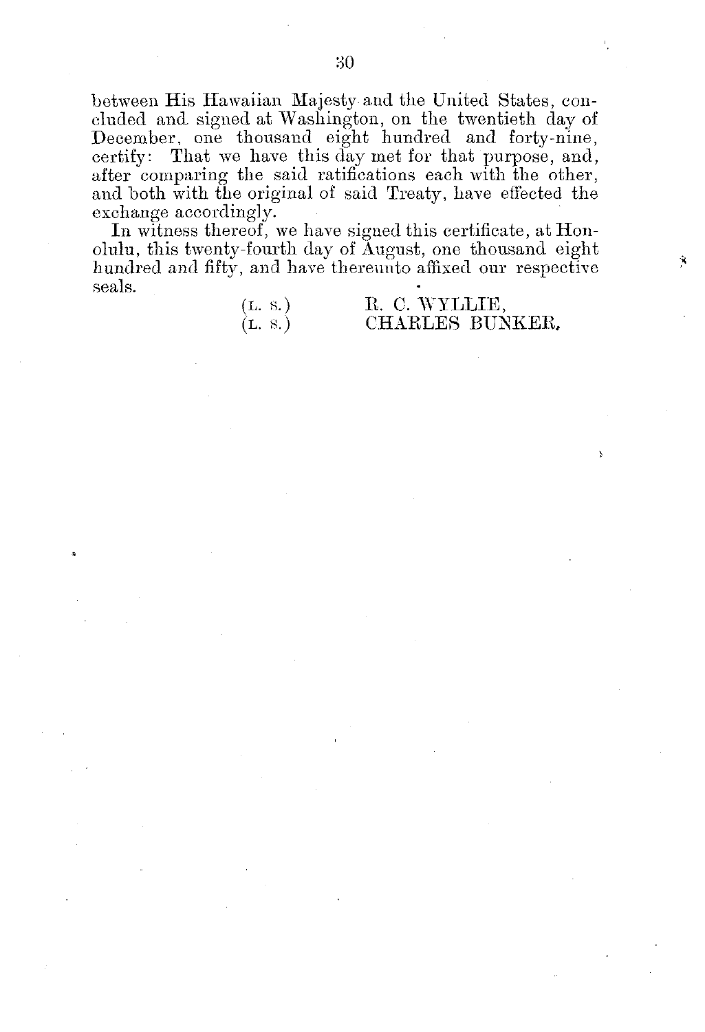between His Hawaiian Majesty and the United States, concluded and signed at Washington, on the twentieth day of December, one thousand eight hundred and forty-nine, certify: That we have this day met for that purpose, and, after comparing the said ratifications each with the other, and both with the original of said Treaty, have effected the exchange accordingly.

In witness thereof, we have signed this certificate, at Honolulu, this twenty-fourth day of August, one thousand eight hundred and fifty, and have thereunto affixed our respective seals.

(L. S.) R. C. WYLLIE,
(L. S.) CHARLES BUNKER.